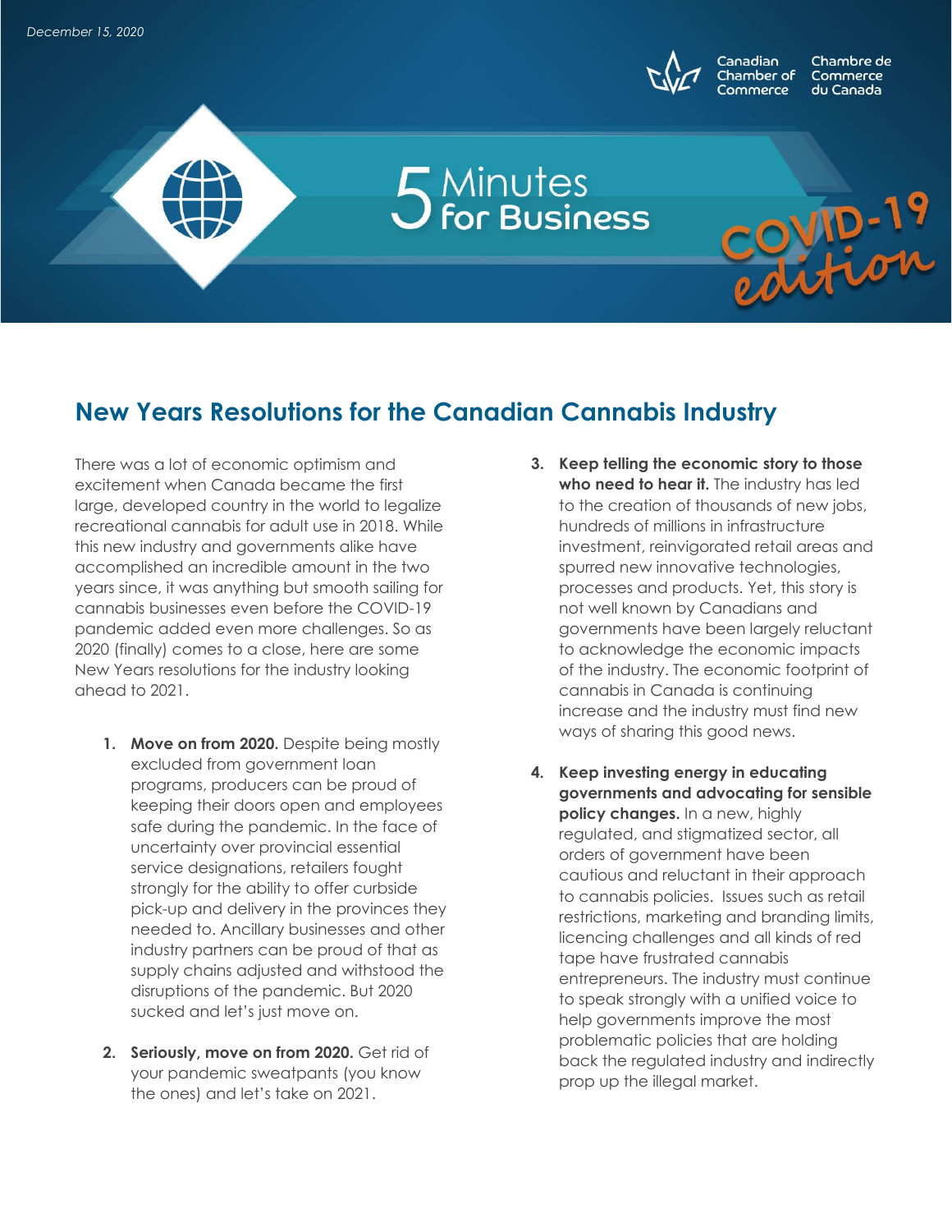*December 15, 2020*

Canadian Chamber of Commerce | Chambre de Commerce du Canada

5 Minutes for Business

COVID-19 edition

## New Years Resolutions for the Canadian Cannabis Industry

There was a lot of economic optimism and excitement when Canada became the first large, developed country in the world to legalize recreational cannabis for adult use in 2018. While this new industry and governments alike have accomplished an incredible amount in the two years since, it was anything but smooth sailing for cannabis businesses even before the COVID-19 pandemic added even more challenges. So as 2020 (finally) comes to a close, here are some New Years resolutions for the industry looking ahead to 2021.

1. **Move on from 2020.** Despite being mostly excluded from government loan programs, producers can be proud of keeping their doors open and employees safe during the pandemic. In the face of uncertainty over provincial essential service designations, retailers fought strongly for the ability to offer curbside pick-up and delivery in the provinces they needed to. Ancillary businesses and other industry partners can be proud of that as supply chains adjusted and withstood the disruptions of the pandemic. But 2020 sucked and let's just move on.

2. **Seriously, move on from 2020.** Get rid of your pandemic sweatpants (you know the ones) and let's take on 2021.

3. **Keep telling the economic story to those who need to hear it.** The industry has led to the creation of thousands of new jobs, hundreds of millions in infrastructure investment, reinvigorated retail areas and spurred new innovative technologies, processes and products. Yet, this story is not well known by Canadians and governments have been largely reluctant to acknowledge the economic impacts of the industry. The economic footprint of cannabis in Canada is continuing increase and the industry must find new ways of sharing this good news.

4. **Keep investing energy in educating governments and advocating for sensible policy changes.** In a new, highly regulated, and stigmatized sector, all orders of government have been cautious and reluctant in their approach to cannabis policies. Issues such as retail restrictions, marketing and branding limits, licencing challenges and all kinds of red tape have frustrated cannabis entrepreneurs. The industry must continue to speak strongly with a unified voice to help governments improve the most problematic policies that are holding back the regulated industry and indirectly prop up the illegal market.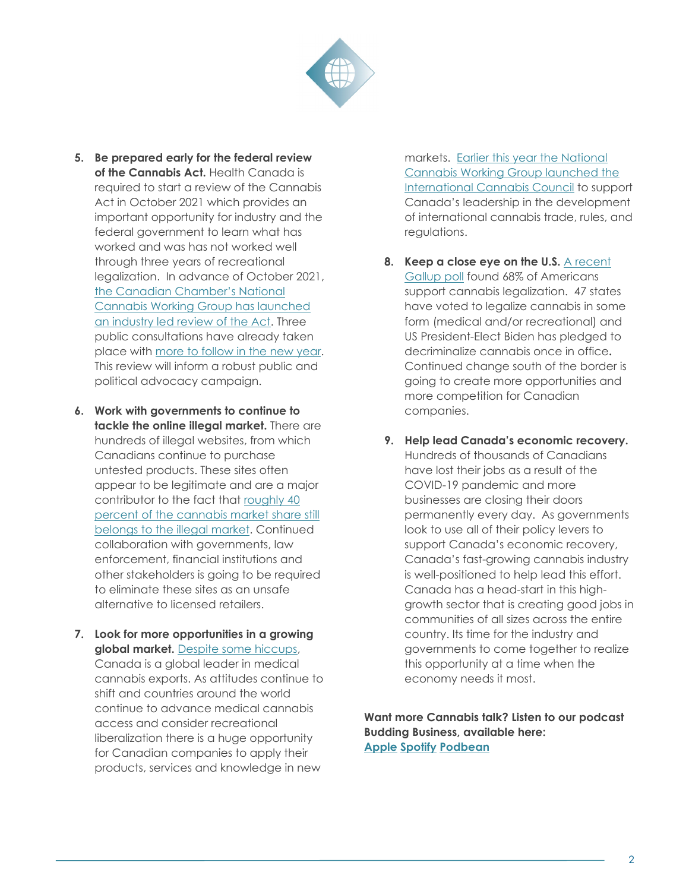5. **Be prepared early for the federal review of the Cannabis Act.** Health Canada is required to start a review of the Cannabis Act in October 2021 which provides an important opportunity for industry and the federal government to learn what has worked and was has not worked well through three years of recreational legalization. In advance of October 2021, the Canadian Chamber's National Cannabis Working Group has launched an industry led review of the Act. Three public consultations have already taken place with more to follow in the new year. This review will inform a robust public and political advocacy campaign.

6. **Work with governments to continue to tackle the online illegal market.** There are hundreds of illegal websites, from which Canadians continue to purchase untested products. These sites often appear to be legitimate and are a major contributor to the fact that roughly 40 percent of the cannabis market share still belongs to the illegal market. Continued collaboration with governments, law enforcement, financial institutions and other stakeholders is going to be required to eliminate these sites as an unsafe alternative to licensed retailers.

7. **Look for more opportunities in a growing global market.** Despite some hiccups, Canada is a global leader in medical cannabis exports. As attitudes continue to shift and countries around the world continue to advance medical cannabis access and consider recreational liberalization there is a huge opportunity for Canadian companies to apply their products, services and knowledge in new markets. Earlier this year the National Cannabis Working Group launched the International Cannabis Council to support Canada's leadership in the development of international cannabis trade, rules, and regulations.

8. **Keep a close eye on the U.S.** A recent Gallup poll found 68% of Americans support cannabis legalization. 47 states have voted to legalize cannabis in some form (medical and/or recreational) and US President-Elect Biden has pledged to decriminalize cannabis once in office**.** Continued change south of the border is going to create more opportunities and more competition for Canadian companies.

9. **Help lead Canada's economic recovery.** Hundreds of thousands of Canadians have lost their jobs as a result of the COVID-19 pandemic and more businesses are closing their doors permanently every day. As governments look to use all of their policy levers to support Canada's economic recovery, Canada's fast-growing cannabis industry is well-positioned to help lead this effort. Canada has a head-start in this high-growth sector that is creating good jobs in communities of all sizes across the entire country. Its time for the industry and governments to come together to realize this opportunity at a time when the economy needs it most.

**Want more Cannabis talk? Listen to our podcast Budding Business, available here:**
**Apple Spotify Podbean**